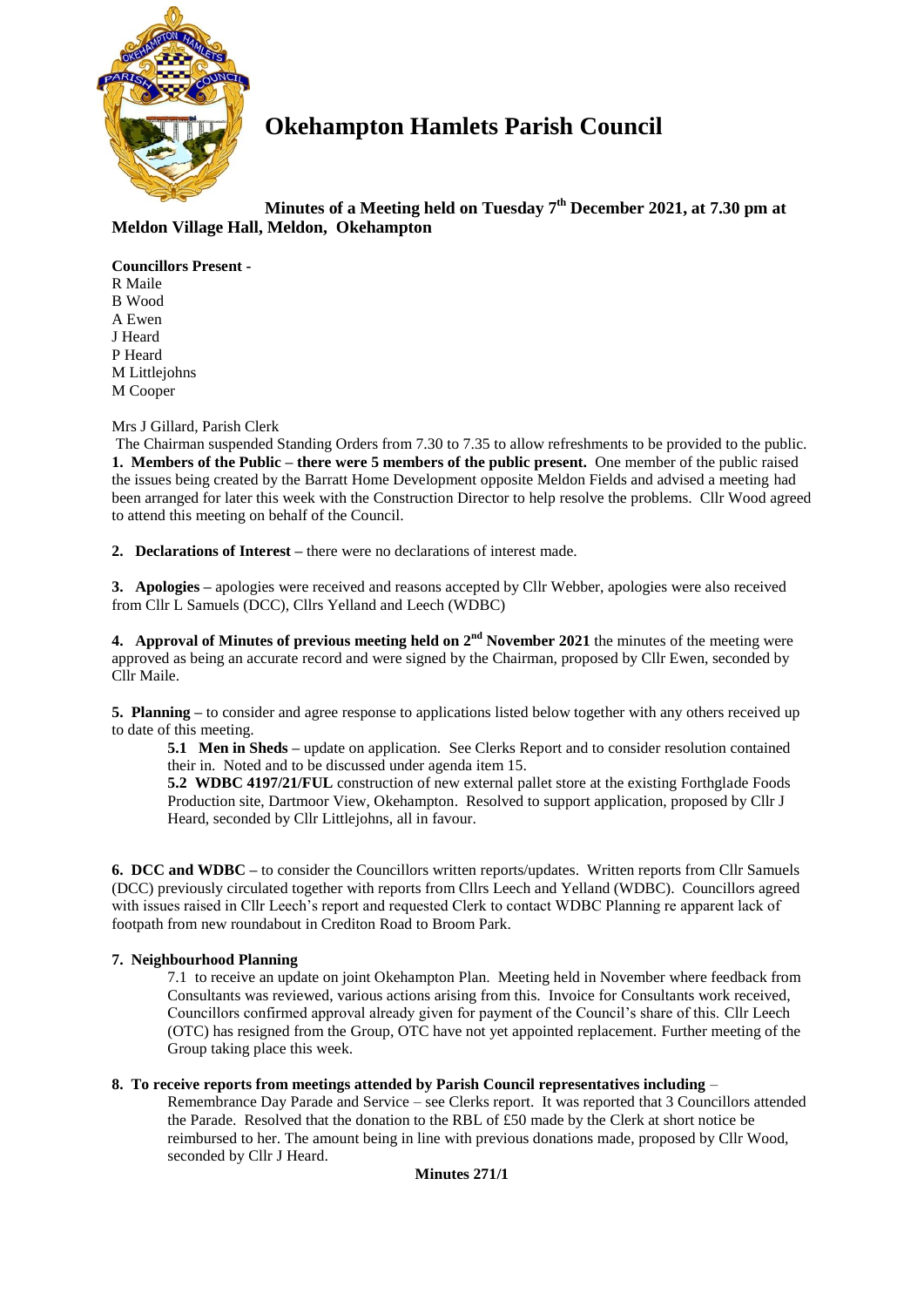# Okehampton Hamlets Parish Council

**Minutes of a Meeting held on Tuesday 7th December 2021, at 7.30 pm at Meldon Village Hall, Meldon, Okehampton**

**Councillors Present -**

R Maile
B Wood
A Ewen
J Heard
P Heard
M Littlejohns
M Cooper

Mrs J Gillard, Parish Clerk

The Chairman suspended Standing Orders from 7.30 to 7.35 to allow refreshments to be provided to the public.

**1. Members of the Public – there were 5 members of the public present.** One member of the public raised the issues being created by the Barratt Home Development opposite Meldon Fields and advised a meeting had been arranged for later this week with the Construction Director to help resolve the problems. Cllr Wood agreed to attend this meeting on behalf of the Council.

**2. Declarations of Interest –** there were no declarations of interest made.

**3. Apologies –** apologies were received and reasons accepted by Cllr Webber, apologies were also received from Cllr L Samuels (DCC), Cllrs Yelland and Leech (WDBC)

**4. Approval of Minutes of previous meeting held on 2nd November 2021** the minutes of the meeting were approved as being an accurate record and were signed by the Chairman, proposed by Cllr Ewen, seconded by Cllr Maile.

**5. Planning –** to consider and agree response to applications listed below together with any others received up to date of this meeting.

> **5.1 Men in Sheds –** update on application. See Clerks Report and to consider resolution contained their in. Noted and to be discussed under agenda item 15.
>
> **5.2 WDBC 4197/21/FUL** construction of new external pallet store at the existing Forthglade Foods Production site, Dartmoor View, Okehampton. Resolved to support application, proposed by Cllr J Heard, seconded by Cllr Littlejohns, all in favour.

**6. DCC and WDBC –** to consider the Councillors written reports/updates. Written reports from Cllr Samuels (DCC) previously circulated together with reports from Cllrs Leech and Yelland (WDBC). Councillors agreed with issues raised in Cllr Leech's report and requested Clerk to contact WDBC Planning re apparent lack of footpath from new roundabout in Crediton Road to Broom Park.

**7. Neighbourhood Planning**

> 7.1 to receive an update on joint Okehampton Plan. Meeting held in November where feedback from Consultants was reviewed, various actions arising from this. Invoice for Consultants work received, Councillors confirmed approval already given for payment of the Council's share of this. Cllr Leech (OTC) has resigned from the Group, OTC have not yet appointed replacement. Further meeting of the Group taking place this week.

**8. To receive reports from meetings attended by Parish Council representatives including –**

> Remembrance Day Parade and Service – see Clerks report. It was reported that 3 Councillors attended the Parade. Resolved that the donation to the RBL of £50 made by the Clerk at short notice be reimbursed to her. The amount being in line with previous donations made, proposed by Cllr Wood, seconded by Cllr J Heard.

**Minutes 271/1**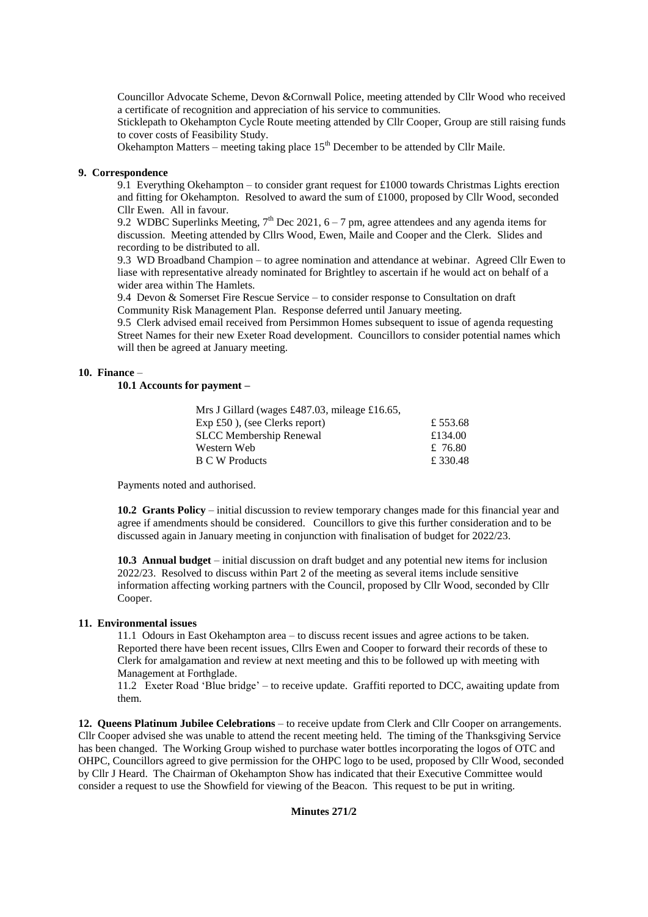Councillor Advocate Scheme, Devon &Cornwall Police, meeting attended by Cllr Wood who received a certificate of recognition and appreciation of his service to communities.

Sticklepath to Okehampton Cycle Route meeting attended by Cllr Cooper, Group are still raising funds to cover costs of Feasibility Study.

Okehampton Matters – meeting taking place 15th December to be attended by Cllr Maile.

**9. Correspondence**

9.1 Everything Okehampton – to consider grant request for £1000 towards Christmas Lights erection and fitting for Okehampton. Resolved to award the sum of £1000, proposed by Cllr Wood, seconded Cllr Ewen. All in favour.

9.2 WDBC Superlinks Meeting, 7th Dec 2021, 6 – 7 pm, agree attendees and any agenda items for discussion. Meeting attended by Cllrs Wood, Ewen, Maile and Cooper and the Clerk. Slides and recording to be distributed to all.

9.3 WD Broadband Champion – to agree nomination and attendance at webinar. Agreed Cllr Ewen to liase with representative already nominated for Brightley to ascertain if he would act on behalf of a wider area within The Hamlets.

9.4 Devon & Somerset Fire Rescue Service – to consider response to Consultation on draft Community Risk Management Plan. Response deferred until January meeting.

9.5 Clerk advised email received from Persimmon Homes subsequent to issue of agenda requesting Street Names for their new Exeter Road development. Councillors to consider potential names which will then be agreed at January meeting.

**10. Finance** –

**10.1 Accounts for payment –**

| | |
|---|---|
| Mrs J Gillard (wages £487.03, mileage £16.65, Exp £50 ), (see Clerks report) | £ 553.68 |
| SLCC Membership Renewal | £134.00 |
| Western Web | £ 76.80 |
| B C W Products | £ 330.48 |

Payments noted and authorised.

**10.2 Grants Policy** – initial discussion to review temporary changes made for this financial year and agree if amendments should be considered. Councillors to give this further consideration and to be discussed again in January meeting in conjunction with finalisation of budget for 2022/23.

**10.3 Annual budget** – initial discussion on draft budget and any potential new items for inclusion 2022/23. Resolved to discuss within Part 2 of the meeting as several items include sensitive information affecting working partners with the Council, proposed by Cllr Wood, seconded by Cllr Cooper.

**11. Environmental issues**

11.1 Odours in East Okehampton area – to discuss recent issues and agree actions to be taken. Reported there have been recent issues, Cllrs Ewen and Cooper to forward their records of these to Clerk for amalgamation and review at next meeting and this to be followed up with meeting with Management at Forthglade.

11.2 Exeter Road 'Blue bridge' – to receive update. Graffiti reported to DCC, awaiting update from them.

**12. Queens Platinum Jubilee Celebrations** – to receive update from Clerk and Cllr Cooper on arrangements. Cllr Cooper advised she was unable to attend the recent meeting held. The timing of the Thanksgiving Service has been changed. The Working Group wished to purchase water bottles incorporating the logos of OTC and OHPC, Councillors agreed to give permission for the OHPC logo to be used, proposed by Cllr Wood, seconded by Cllr J Heard. The Chairman of Okehampton Show has indicated that their Executive Committee would consider a request to use the Showfield for viewing of the Beacon. This request to be put in writing.

**Minutes 271/2**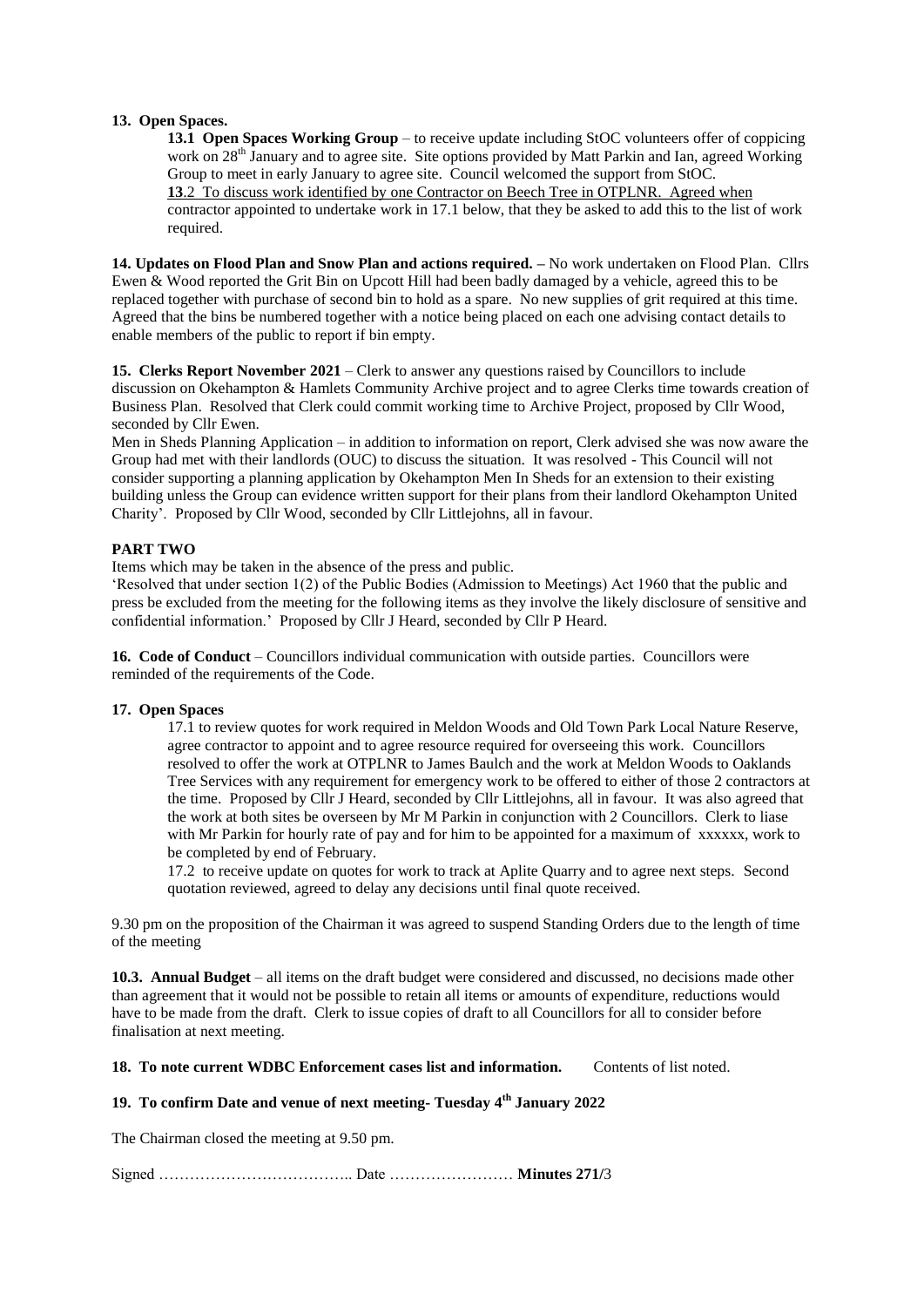**13. Open Spaces.**

**13.1 Open Spaces Working Group** – to receive update including StOC volunteers offer of coppicing work on 28th January and to agree site. Site options provided by Matt Parkin and Ian, agreed Working Group to meet in early January to agree site. Council welcomed the support from StOC.

**13**.2 To discuss work identified by one Contractor on Beech Tree in OTPLNR. Agreed when contractor appointed to undertake work in 17.1 below, that they be asked to add this to the list of work required.

**14. Updates on Flood Plan and Snow Plan and actions required. –** No work undertaken on Flood Plan. Cllrs Ewen & Wood reported the Grit Bin on Upcott Hill had been badly damaged by a vehicle, agreed this to be replaced together with purchase of second bin to hold as a spare. No new supplies of grit required at this time. Agreed that the bins be numbered together with a notice being placed on each one advising contact details to enable members of the public to report if bin empty.

**15. Clerks Report November 2021** – Clerk to answer any questions raised by Councillors to include discussion on Okehampton & Hamlets Community Archive project and to agree Clerks time towards creation of Business Plan. Resolved that Clerk could commit working time to Archive Project, proposed by Cllr Wood, seconded by Cllr Ewen.

Men in Sheds Planning Application – in addition to information on report, Clerk advised she was now aware the Group had met with their landlords (OUC) to discuss the situation. It was resolved - This Council will not consider supporting a planning application by Okehampton Men In Sheds for an extension to their existing building unless the Group can evidence written support for their plans from their landlord Okehampton United Charity'. Proposed by Cllr Wood, seconded by Cllr Littlejohns, all in favour.

**PART TWO**

Items which may be taken in the absence of the press and public.

'Resolved that under section 1(2) of the Public Bodies (Admission to Meetings) Act 1960 that the public and press be excluded from the meeting for the following items as they involve the likely disclosure of sensitive and confidential information.' Proposed by Cllr J Heard, seconded by Cllr P Heard.

**16. Code of Conduct** – Councillors individual communication with outside parties. Councillors were reminded of the requirements of the Code.

**17. Open Spaces**

17.1 to review quotes for work required in Meldon Woods and Old Town Park Local Nature Reserve, agree contractor to appoint and to agree resource required for overseeing this work. Councillors resolved to offer the work at OTPLNR to James Baulch and the work at Meldon Woods to Oaklands Tree Services with any requirement for emergency work to be offered to either of those 2 contractors at the time. Proposed by Cllr J Heard, seconded by Cllr Littlejohns, all in favour. It was also agreed that the work at both sites be overseen by Mr M Parkin in conjunction with 2 Councillors. Clerk to liase with Mr Parkin for hourly rate of pay and for him to be appointed for a maximum of xxxxxx, work to be completed by end of February.

17.2 to receive update on quotes for work to track at Aplite Quarry and to agree next steps. Second quotation reviewed, agreed to delay any decisions until final quote received.

9.30 pm on the proposition of the Chairman it was agreed to suspend Standing Orders due to the length of time of the meeting

**10.3. Annual Budget** – all items on the draft budget were considered and discussed, no decisions made other than agreement that it would not be possible to retain all items or amounts of expenditure, reductions would have to be made from the draft. Clerk to issue copies of draft to all Councillors for all to consider before finalisation at next meeting.

**18. To note current WDBC Enforcement cases list and information.** Contents of list noted.

**19. To confirm Date and venue of next meeting- Tuesday 4th January 2022**

The Chairman closed the meeting at 9.50 pm.

Signed ……………………………….. Date …………………… **Minutes 271/**3